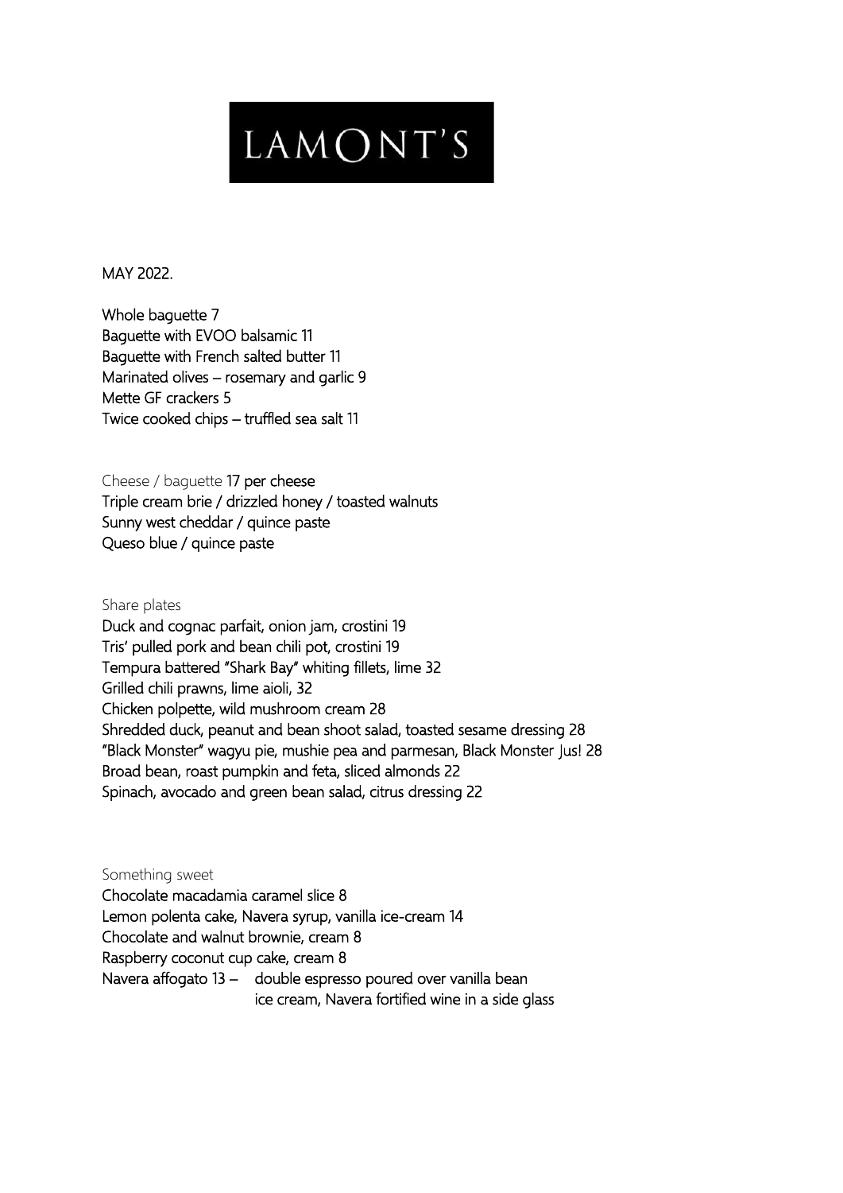# LAMONT'S

MAY 2022.

Whole baguette 7
Baguette with EVOO balsamic 11
Baguette with French salted butter 11
Marinated olives – rosemary and garlic 9
Mette GF crackers 5
Twice cooked chips – truffled sea salt 11

## Cheese / baguette 17 per cheese

Triple cream brie / drizzled honey / toasted walnuts
Sunny west cheddar / quince paste
Queso blue / quince paste

## Share plates

Duck and cognac parfait, onion jam, crostini 19
Tris' pulled pork and bean chili pot, crostini 19
Tempura battered "Shark Bay" whiting fillets, lime 32
Grilled chili prawns, lime aioli, 32
Chicken polpette, wild mushroom cream 28
Shredded duck, peanut and bean shoot salad, toasted sesame dressing 28
"Black Monster" wagyu pie, mushie pea and parmesan, Black Monster Jus! 28
Broad bean, roast pumpkin and feta, sliced almonds 22
Spinach, avocado and green bean salad, citrus dressing 22

## Something sweet

Chocolate macadamia caramel slice 8
Lemon polenta cake, Navera syrup, vanilla ice-cream 14
Chocolate and walnut brownie, cream 8
Raspberry coconut cup cake, cream 8
Navera affogato 13 – double espresso poured over vanilla bean ice cream, Navera fortified wine in a side glass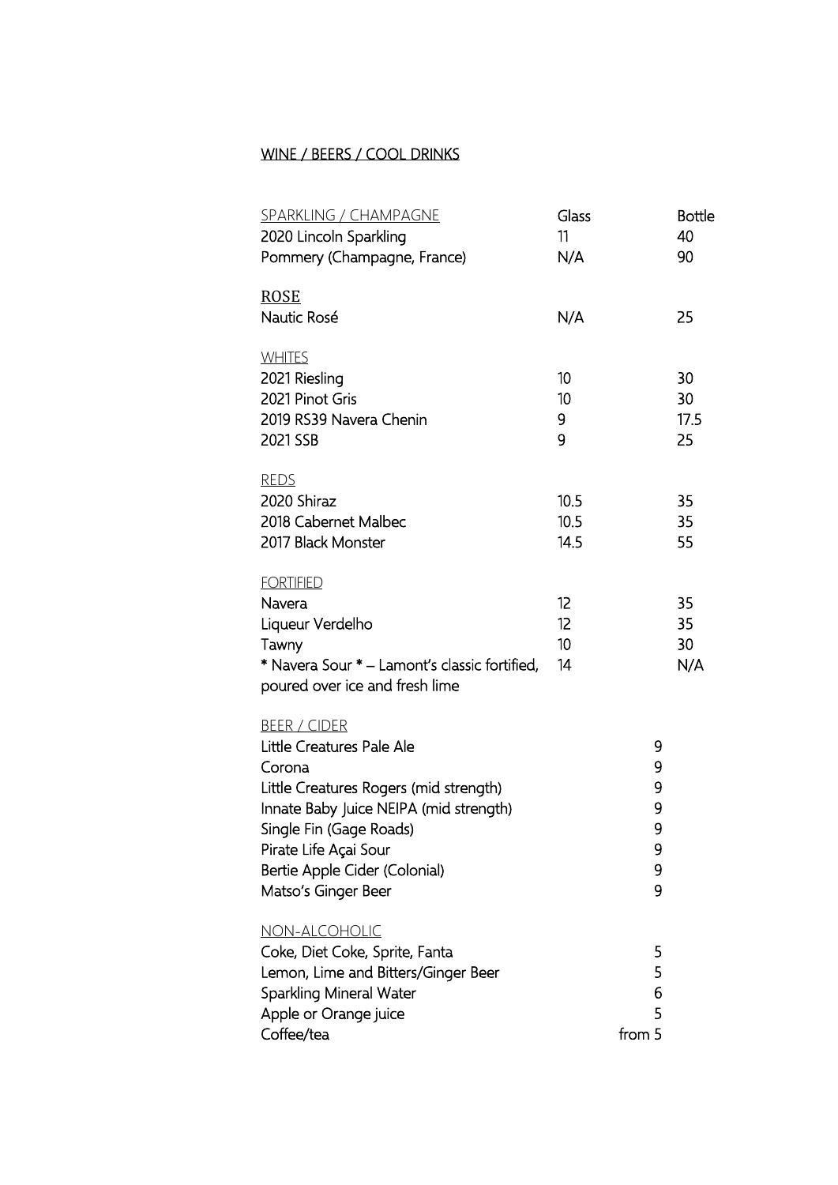# WINE / BEERS / COOL DRINKS

| SPARKLING / CHAMPAGNE | Glass | Bottle |
| --- | --- | --- |
| 2020 Lincoln Sparkling | 11 | 40 |
| Pommery (Champagne, France) | N/A | 90 |

| ROSE | | |
| --- | --- | --- |
| Nautic Rosé | N/A | 25 |

| WHITES | | |
| --- | --- | --- |
| 2021 Riesling | 10 | 30 |
| 2021 Pinot Gris | 10 | 30 |
| 2019 RS39 Navera Chenin | 9 | 17.5 |
| 2021 SSB | 9 | 25 |

| REDS | | |
| --- | --- | --- |
| 2020 Shiraz | 10.5 | 35 |
| 2018 Cabernet Malbec | 10.5 | 35 |
| 2017 Black Monster | 14.5 | 55 |

| FORTIFIED | | |
| --- | --- | --- |
| Navera | 12 | 35 |
| Liqueur Verdelho | 12 | 35 |
| Tawny | 10 | 30 |
| * Navera Sour * – Lamont's classic fortified, poured over ice and fresh lime | 14 | N/A |

| BEER / CIDER | |
| --- | --- |
| Little Creatures Pale Ale | 9 |
| Corona | 9 |
| Little Creatures Rogers (mid strength) | 9 |
| Innate Baby Juice NEIPA (mid strength) | 9 |
| Single Fin (Gage Roads) | 9 |
| Pirate Life Açai Sour | 9 |
| Bertie Apple Cider (Colonial) | 9 |
| Matso's Ginger Beer | 9 |

| NON-ALCOHOLIC | |
| --- | --- |
| Coke, Diet Coke, Sprite, Fanta | 5 |
| Lemon, Lime and Bitters/Ginger Beer | 5 |
| Sparkling Mineral Water | 6 |
| Apple or Orange juice | 5 |
| Coffee/tea | from 5 |